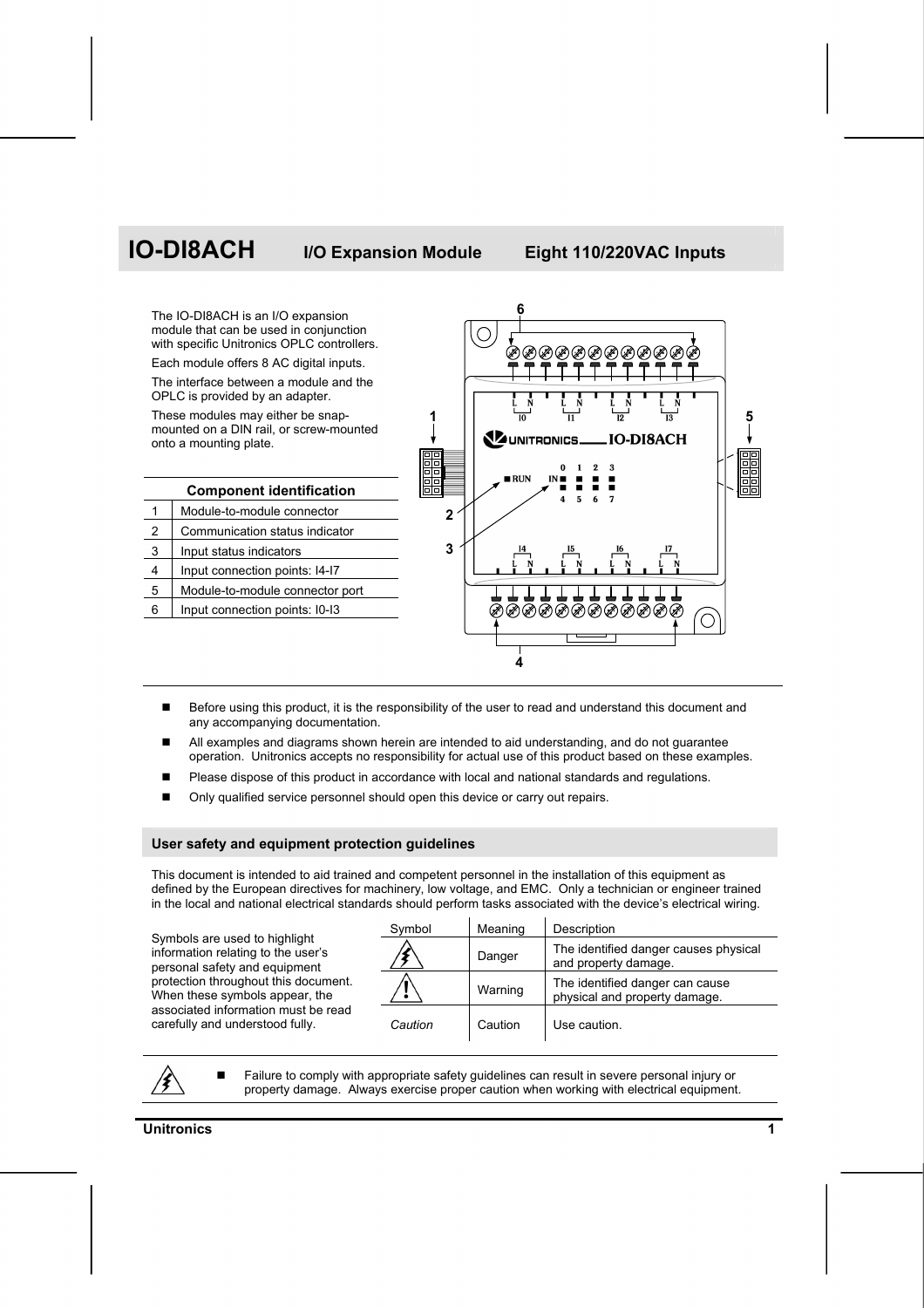# IO-DI8ACH I/O Expansion Module Eight 110/220VAC Inputs

The IO-DI8ACH is an I/O expansion module that can be used in conjunction with specific Unitronics OPLC controllers.

Each module offers 8 AC digital inputs.

The interface between a module and the OPLC is provided by an adapter.

These modules may either be snap-mounted on a DIN rail, or screw-mounted onto a mounting plate.

| | Component identification |
|---|---|
| 1 | Module-to-module connector |
| 2 | Communication status indicator |
| 3 | Input status indicators |
| 4 | Input connection points: I4-I7 |
| 5 | Module-to-module connector port |
| 6 | Input connection points: I0-I3 |

- Before using this product, it is the responsibility of the user to read and understand this document and any accompanying documentation.
- All examples and diagrams shown herein are intended to aid understanding, and do not guarantee operation. Unitronics accepts no responsibility for actual use of this product based on these examples.
- Please dispose of this product in accordance with local and national standards and regulations.
- Only qualified service personnel should open this device or carry out repairs.

## User safety and equipment protection guidelines

This document is intended to aid trained and competent personnel in the installation of this equipment as defined by the European directives for machinery, low voltage, and EMC. Only a technician or engineer trained in the local and national electrical standards should perform tasks associated with the device's electrical wiring.

Symbols are used to highlight information relating to the user's personal safety and equipment protection throughout this document. When these symbols appear, the associated information must be read carefully and understood fully.

| Symbol | Meaning | Description |
|---|---|---|
| ⚡ | Danger | The identified danger causes physical and property damage. |
| ! | Warning | The identified danger can cause physical and property damage. |
| *Caution* | Caution | Use caution. |

- Failure to comply with appropriate safety guidelines can result in severe personal injury or property damage. Always exercise proper caution when working with electrical equipment.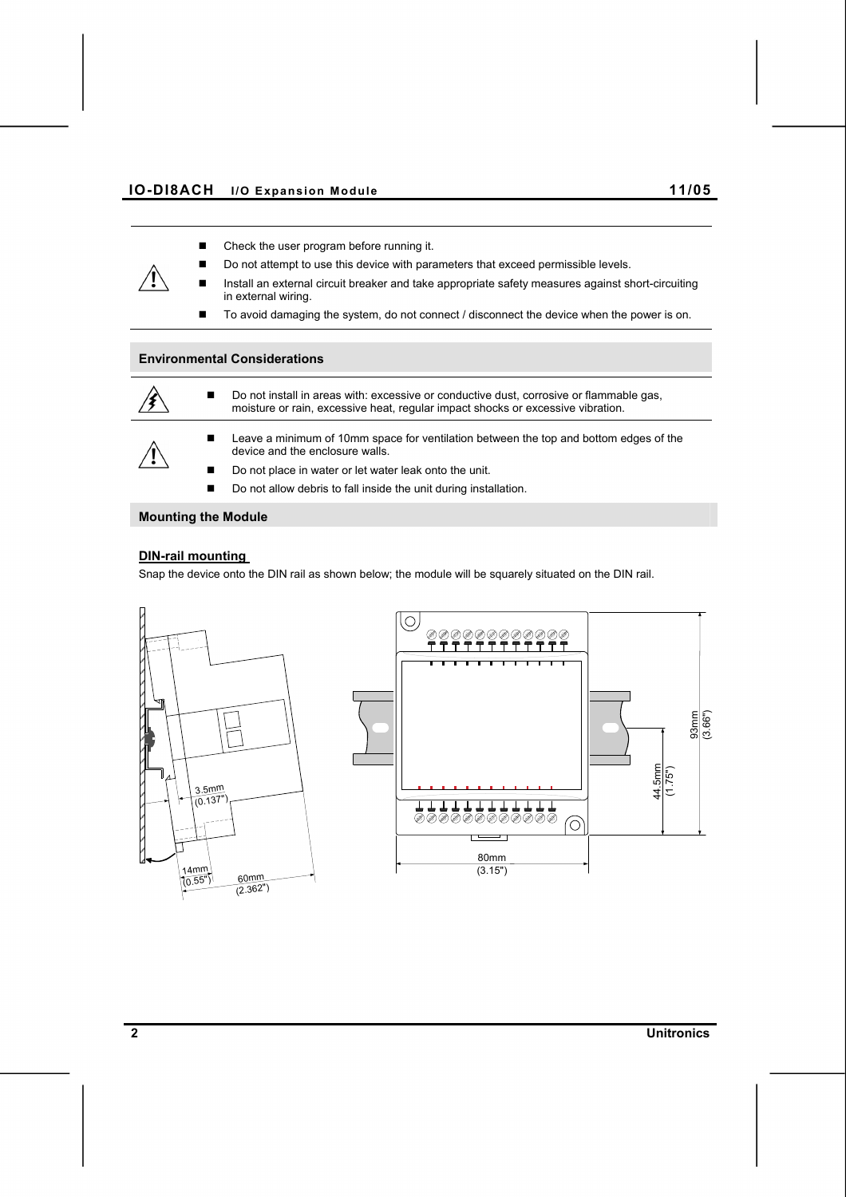- Check the user program before running it.
- Do not attempt to use this device with parameters that exceed permissible levels.
- Install an external circuit breaker and take appropriate safety measures against short-circuiting in external wiring.
- To avoid damaging the system, do not connect / disconnect the device when the power is on.

## Environmental Considerations

- Do not install in areas with: excessive or conductive dust, corrosive or flammable gas, moisture or rain, excessive heat, regular impact shocks or excessive vibration.

- Leave a minimum of 10mm space for ventilation between the top and bottom edges of the device and the enclosure walls.
- Do not place in water or let water leak onto the unit.
- Do not allow debris to fall inside the unit during installation.

## Mounting the Module

### DIN-rail mounting

Snap the device onto the DIN rail as shown below; the module will be squarely situated on the DIN rail.

3.5mm (0.137")
14mm (0.55")
60mm (2.362")
80mm (3.15")
44.5mm (1.75")
93mm (3.66")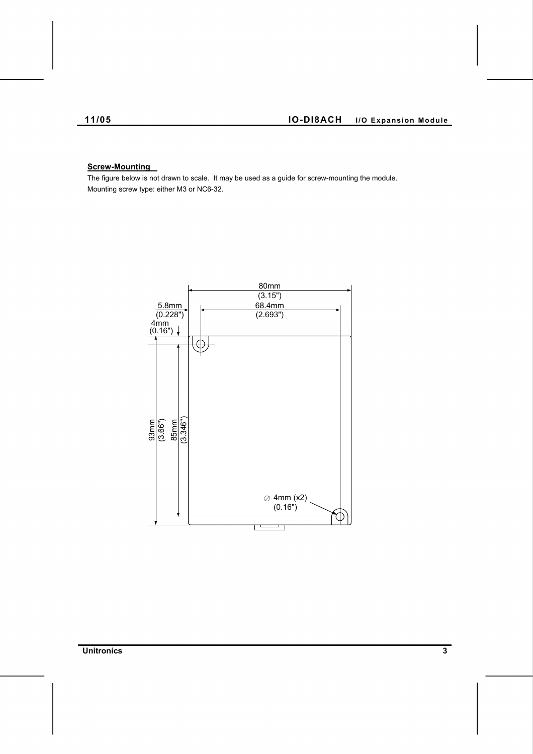### Screw-Mounting

The figure below is not drawn to scale. It may be used as a guide for screw-mounting the module.

Mounting screw type: either M3 or NC6-32.

80mm
(3.15")

5.8mm
(0.228")

68.4mm
(2.693")

4mm
(0.16")

93mm
(3.66")

85mm
(3.346")

∅ 4mm (x2)
(0.16")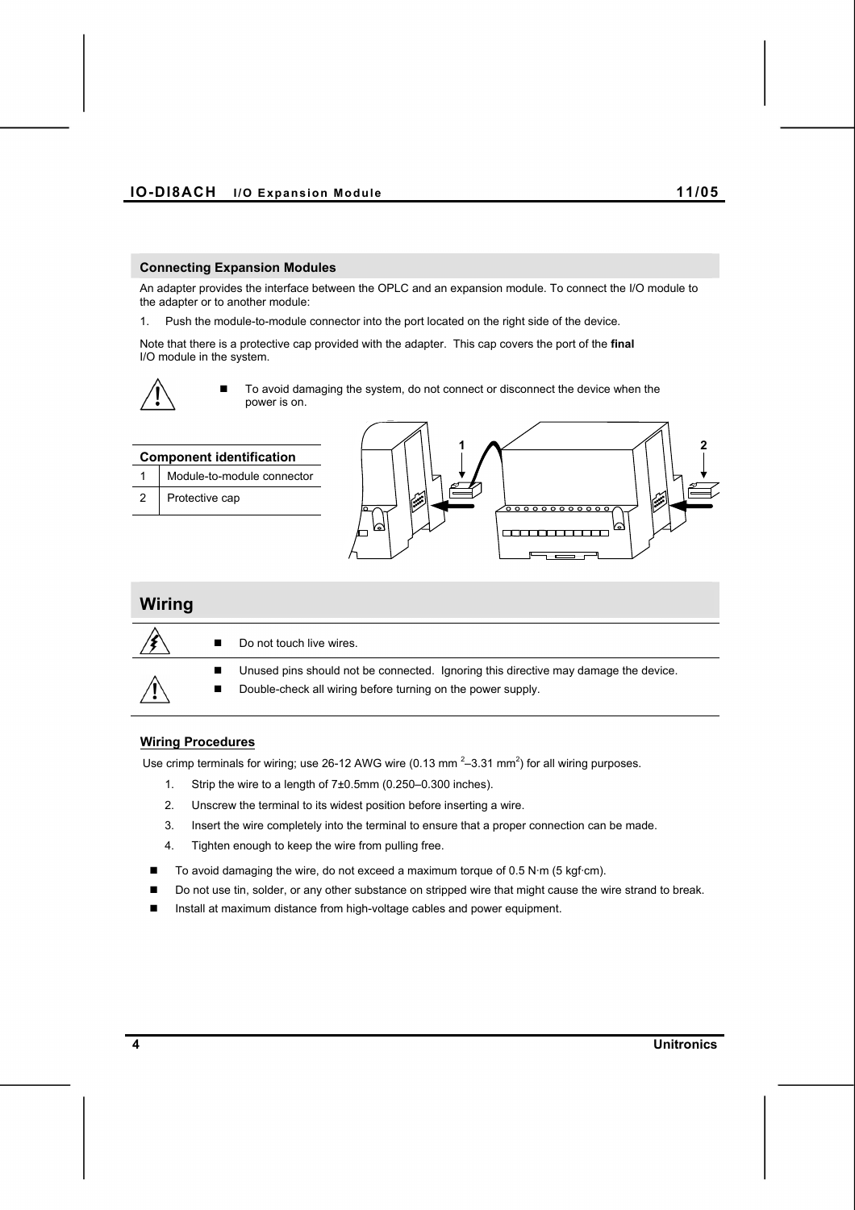## Connecting Expansion Modules

An adapter provides the interface between the OPLC and an expansion module. To connect the I/O module to the adapter or to another module:

1. Push the module-to-module connector into the port located on the right side of the device.

Note that there is a protective cap provided with the adapter. This cap covers the port of the **final** I/O module in the system.

- To avoid damaging the system, do not connect or disconnect the device when the power is on.

| Component identification | |
|---|---|
| 1 | Module-to-module connector |
| 2 | Protective cap |

## Wiring

- Do not touch live wires.

- Unused pins should not be connected. Ignoring this directive may damage the device.
- Double-check all wiring before turning on the power supply.

### Wiring Procedures

Use crimp terminals for wiring; use 26-12 AWG wire (0.13 mm $^2$–3.31 mm$^2$) for all wiring purposes.

1. Strip the wire to a length of 7±0.5mm (0.250–0.300 inches).
2. Unscrew the terminal to its widest position before inserting a wire.
3. Insert the wire completely into the terminal to ensure that a proper connection can be made.
4. Tighten enough to keep the wire from pulling free.

- To avoid damaging the wire, do not exceed a maximum torque of 0.5 N·m (5 kgf·cm).
- Do not use tin, solder, or any other substance on stripped wire that might cause the wire strand to break.
- Install at maximum distance from high-voltage cables and power equipment.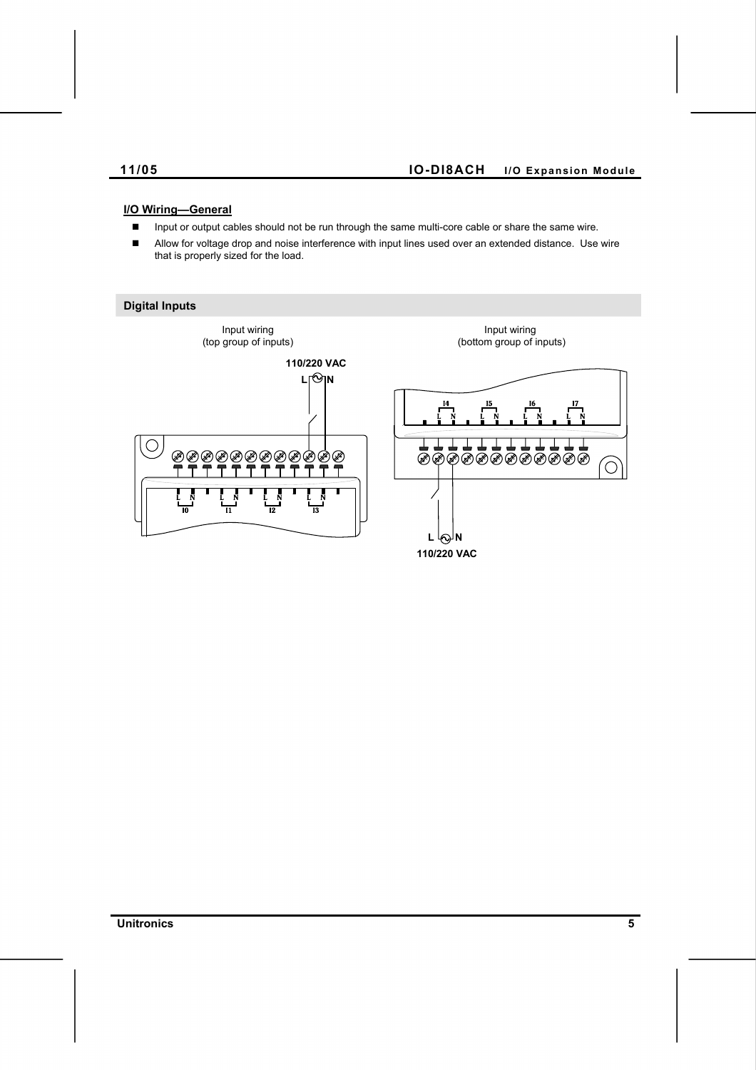### I/O Wiring—General

- Input or output cables should not be run through the same multi-core cable or share the same wire.
- Allow for voltage drop and noise interference with input lines used over an extended distance. Use wire that is properly sized for the load.

## Digital Inputs

Input wiring (top group of inputs)

110/220 VAC

L N

L N L N L N L N

I0 I1 I2 I3

Input wiring (bottom group of inputs)

I4 I5 I6 I7

L N L N L N L N

L N

110/220 VAC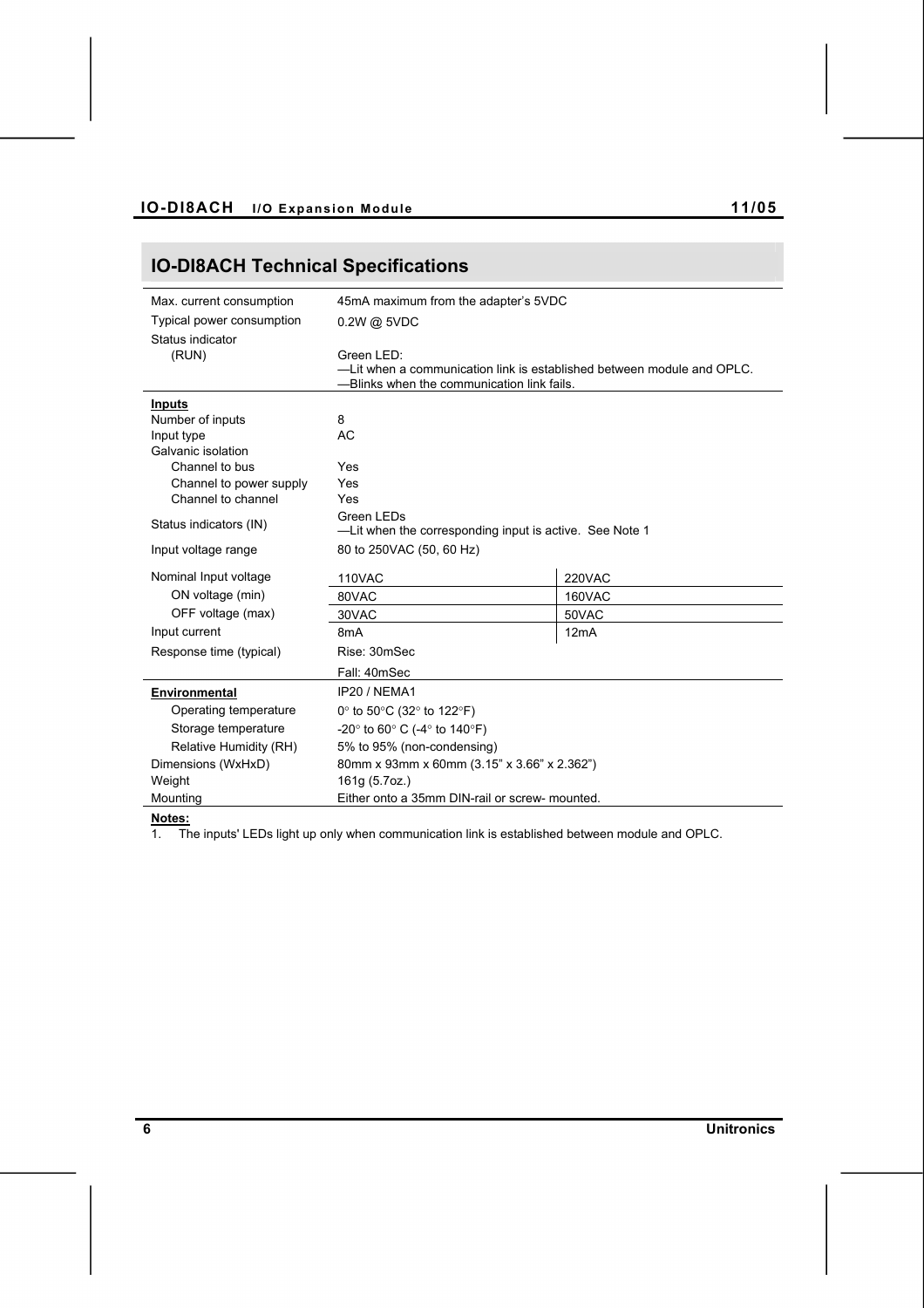## IO-DI8ACH Technical Specifications

| | | |
|---|---|---|
| Max. current consumption | 45mA maximum from the adapter's 5VDC | |
| Typical power consumption | 0.2W @ 5VDC | |
| Status indicator (RUN) | Green LED:<br>—Lit when a communication link is established between module and OPLC.<br>—Blinks when the communication link fails. | |
| **Inputs** | | |
| Number of inputs | 8 | |
| Input type | AC | |
| Galvanic isolation | | |
| Channel to bus | Yes | |
| Channel to power supply | Yes | |
| Channel to channel | Yes | |
| Status indicators (IN) | Green LEDs<br>—Lit when the corresponding input is active. See Note 1 | |
| Input voltage range | 80 to 250VAC (50, 60 Hz) | |
| Nominal Input voltage | 110VAC | 220VAC |
| ON voltage (min) | 80VAC | 160VAC |
| OFF voltage (max) | 30VAC | 50VAC |
| Input current | 8mA | 12mA |
| Response time (typical) | Rise: 30mSec | |
| | Fall: 40mSec | |
| **Environmental** | IP20 / NEMA1 | |
| Operating temperature | 0° to 50°C (32° to 122°F) | |
| Storage temperature | -20° to 60° C (-4° to 140°F) | |
| Relative Humidity (RH) | 5% to 95% (non-condensing) | |
| Dimensions (WxHxD) | 80mm x 93mm x 60mm (3.15" x 3.66" x 2.362") | |
| Weight | 161g (5.7oz.) | |
| Mounting | Either onto a 35mm DIN-rail or screw- mounted. | |

**Notes:**

1. The inputs' LEDs light up only when communication link is established between module and OPLC.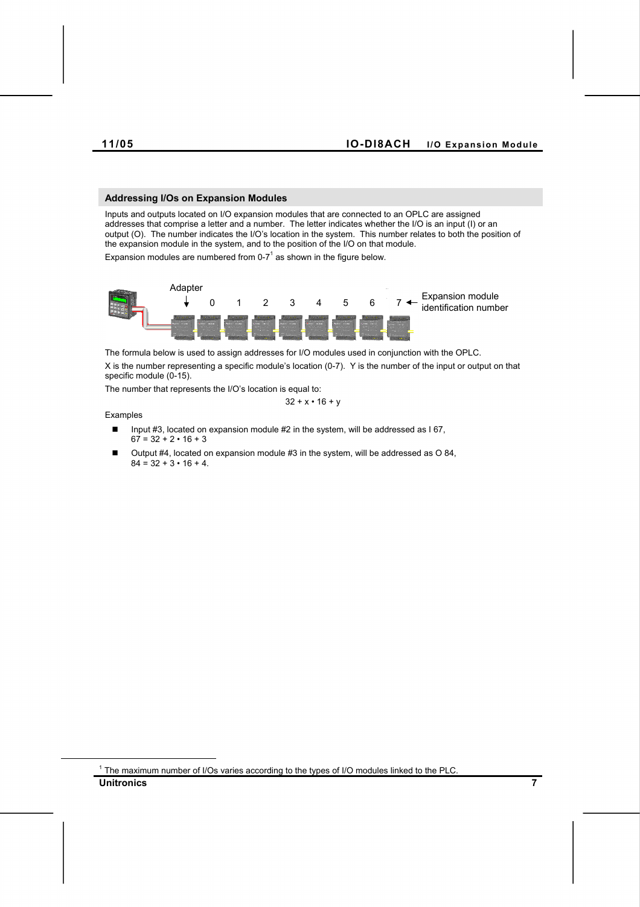## Addressing I/Os on Expansion Modules

Inputs and outputs located on I/O expansion modules that are connected to an OPLC are assigned addresses that comprise a letter and a number. The letter indicates whether the I/O is an input (I) or an output (O). The number indicates the I/O's location in the system. This number relates to both the position of the expansion module in the system, and to the position of the I/O on that module.

Expansion modules are numbered from 0-7[1] as shown in the figure below.

Adapter

0 1 2 3 4 5 6 7 ← Expansion module identification number

The formula below is used to assign addresses for I/O modules used in conjunction with the OPLC.

X is the number representing a specific module's location (0-7). Y is the number of the input or output on that specific module (0-15).

The number that represents the I/O's location is equal to:

$$32 + x \cdot 16 + y$$

Examples

- Input #3, located on expansion module #2 in the system, will be addressed as I 67, $67 = 32 + 2 \cdot 16 + 3$
- Output #4, located on expansion module #3 in the system, will be addressed as O 84, $84 = 32 + 3 \cdot 16 + 4$.

[1] The maximum number of I/Os varies according to the types of I/O modules linked to the PLC.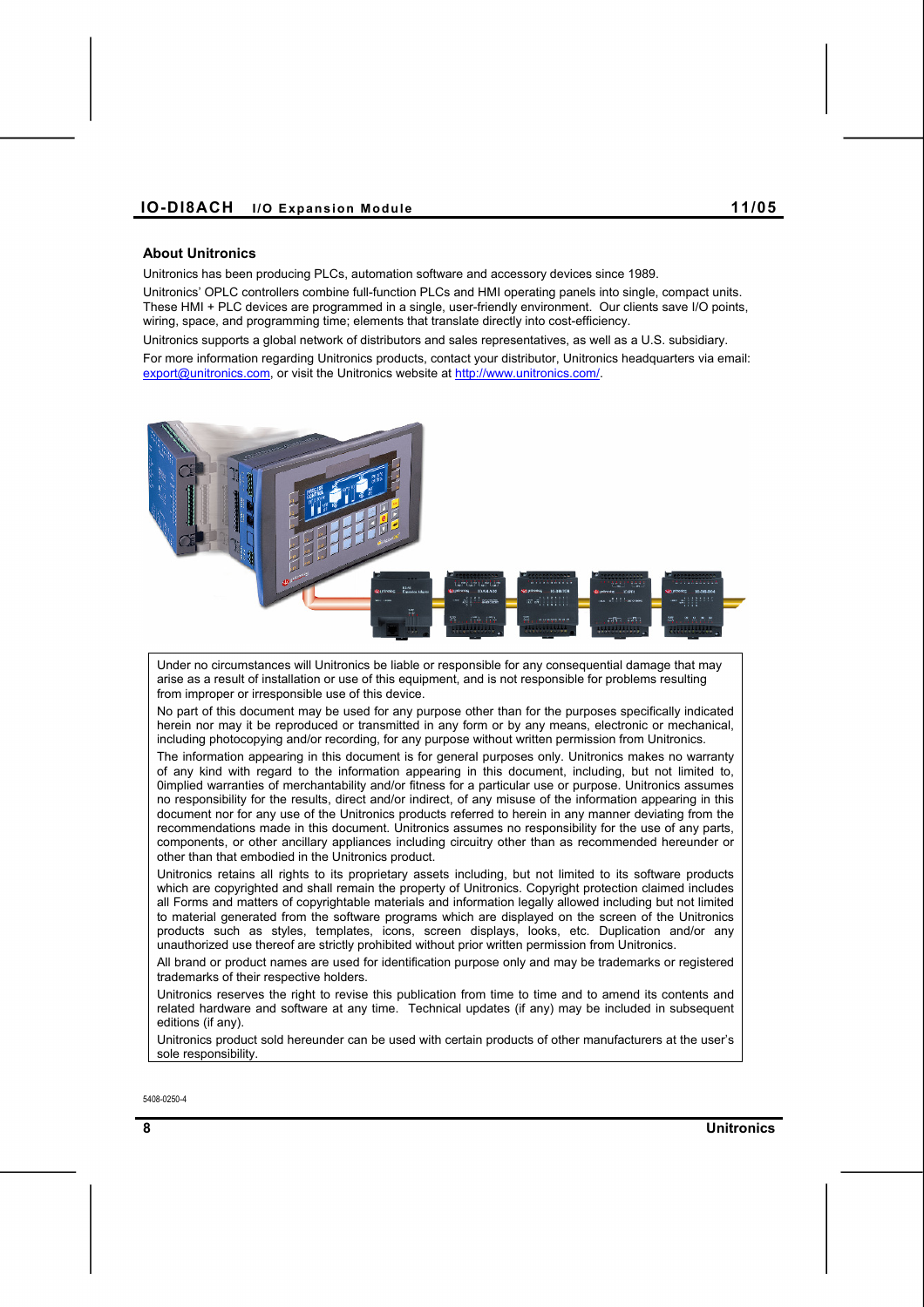## About Unitronics

Unitronics has been producing PLCs, automation software and accessory devices since 1989.

Unitronics' OPLC controllers combine full-function PLCs and HMI operating panels into single, compact units. These HMI + PLC devices are programmed in a single, user-friendly environment. Our clients save I/O points, wiring, space, and programming time; elements that translate directly into cost-efficiency.

Unitronics supports a global network of distributors and sales representatives, as well as a U.S. subsidiary.

For more information regarding Unitronics products, contact your distributor, Unitronics headquarters via email: export@unitronics.com, or visit the Unitronics website at http://www.unitronics.com/.

Under no circumstances will Unitronics be liable or responsible for any consequential damage that may arise as a result of installation or use of this equipment, and is not responsible for problems resulting from improper or irresponsible use of this device.

No part of this document may be used for any purpose other than for the purposes specifically indicated herein nor may it be reproduced or transmitted in any form or by any means, electronic or mechanical, including photocopying and/or recording, for any purpose without written permission from Unitronics.

The information appearing in this document is for general purposes only. Unitronics makes no warranty of any kind with regard to the information appearing in this document, including, but not limited to, 0implied warranties of merchantability and/or fitness for a particular use or purpose. Unitronics assumes no responsibility for the results, direct and/or indirect, of any misuse of the information appearing in this document nor for any use of the Unitronics products referred to herein in any manner deviating from the recommendations made in this document. Unitronics assumes no responsibility for the use of any parts, components, or other ancillary appliances including circuitry other than as recommended hereunder or other than that embodied in the Unitronics product.

Unitronics retains all rights to its proprietary assets including, but not limited to its software products which are copyrighted and shall remain the property of Unitronics. Copyright protection claimed includes all Forms and matters of copyrightable materials and information legally allowed including but not limited to material generated from the software programs which are displayed on the screen of the Unitronics products such as styles, templates, icons, screen displays, looks, etc. Duplication and/or any unauthorized use thereof are strictly prohibited without prior written permission from Unitronics.

All brand or product names are used for identification purpose only and may be trademarks or registered trademarks of their respective holders.

Unitronics reserves the right to revise this publication from time to time and to amend its contents and related hardware and software at any time. Technical updates (if any) may be included in subsequent editions (if any).

Unitronics product sold hereunder can be used with certain products of other manufacturers at the user's sole responsibility.

5408-0250-4